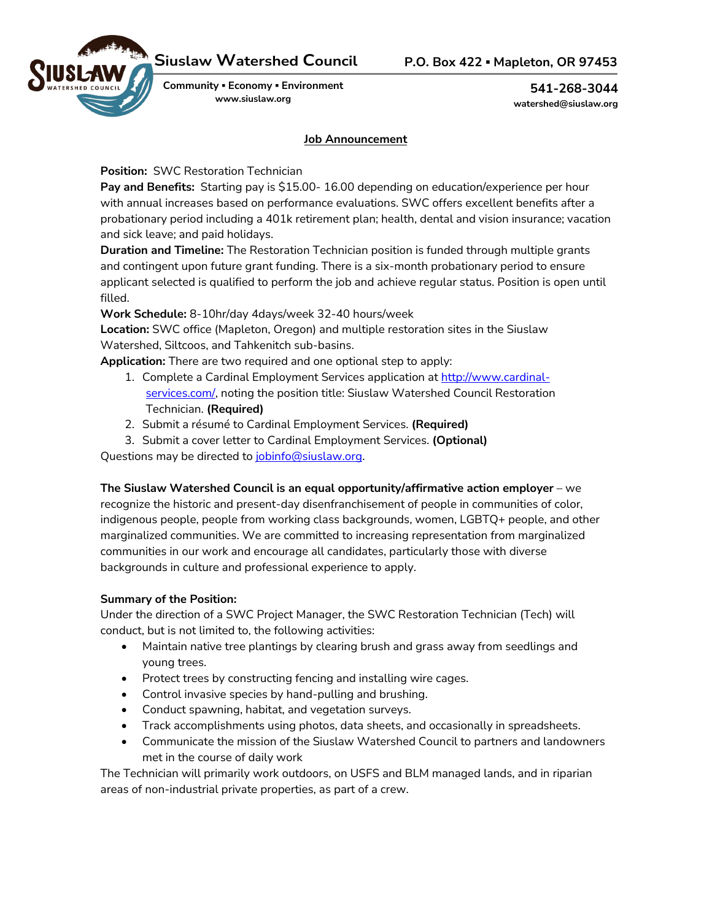**Siuslaw Watershed Council** P.O. Box 422 ▪ Mapleton, OR 97453

**Community ▪ Economy ▪ Environment**
**www.siuslaw.org**

**541-268-3044**
**watershed@siuslaw.org**

## Job Announcement

**Position:** SWC Restoration Technician

**Pay and Benefits:** Starting pay is $15.00- 16.00 depending on education/experience per hour with annual increases based on performance evaluations. SWC offers excellent benefits after a probationary period including a 401k retirement plan; health, dental and vision insurance; vacation and sick leave; and paid holidays.

**Duration and Timeline:** The Restoration Technician position is funded through multiple grants and contingent upon future grant funding. There is a six-month probationary period to ensure applicant selected is qualified to perform the job and achieve regular status. Position is open until filled.

**Work Schedule:** 8-10hr/day 4days/week 32-40 hours/week

**Location:** SWC office (Mapleton, Oregon) and multiple restoration sites in the Siuslaw Watershed, Siltcoos, and Tahkenitch sub-basins.

**Application:** There are two required and one optional step to apply:

1. Complete a Cardinal Employment Services application at http://www.cardinal-services.com/, noting the position title: Siuslaw Watershed Council Restoration Technician. **(Required)**
2. Submit a résumé to Cardinal Employment Services. **(Required)**
3. Submit a cover letter to Cardinal Employment Services. **(Optional)**

Questions may be directed to jobinfo@siuslaw.org.

**The Siuslaw Watershed Council is an equal opportunity/affirmative action employer** – we recognize the historic and present-day disenfranchisement of people in communities of color, indigenous people, people from working class backgrounds, women, LGBTQ+ people, and other marginalized communities. We are committed to increasing representation from marginalized communities in our work and encourage all candidates, particularly those with diverse backgrounds in culture and professional experience to apply.

**Summary of the Position:**

Under the direction of a SWC Project Manager, the SWC Restoration Technician (Tech) will conduct, but is not limited to, the following activities:

- Maintain native tree plantings by clearing brush and grass away from seedlings and young trees.
- Protect trees by constructing fencing and installing wire cages.
- Control invasive species by hand-pulling and brushing.
- Conduct spawning, habitat, and vegetation surveys.
- Track accomplishments using photos, data sheets, and occasionally in spreadsheets.
- Communicate the mission of the Siuslaw Watershed Council to partners and landowners met in the course of daily work

The Technician will primarily work outdoors, on USFS and BLM managed lands, and in riparian areas of non-industrial private properties, as part of a crew.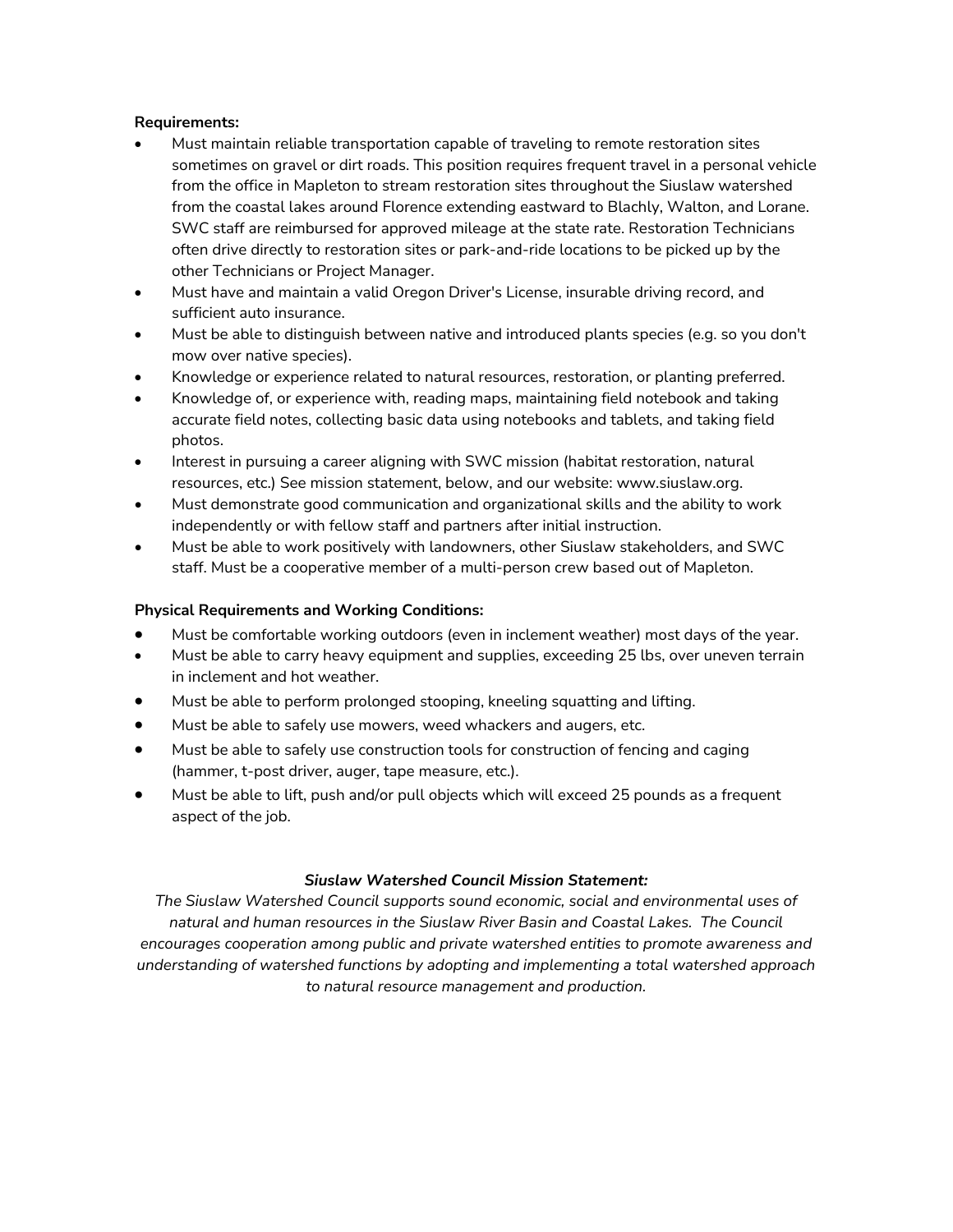**Requirements:**

- Must maintain reliable transportation capable of traveling to remote restoration sites sometimes on gravel or dirt roads. This position requires frequent travel in a personal vehicle from the office in Mapleton to stream restoration sites throughout the Siuslaw watershed from the coastal lakes around Florence extending eastward to Blachly, Walton, and Lorane. SWC staff are reimbursed for approved mileage at the state rate. Restoration Technicians often drive directly to restoration sites or park-and-ride locations to be picked up by the other Technicians or Project Manager.
- Must have and maintain a valid Oregon Driver's License, insurable driving record, and sufficient auto insurance.
- Must be able to distinguish between native and introduced plants species (e.g. so you don't mow over native species).
- Knowledge or experience related to natural resources, restoration, or planting preferred.
- Knowledge of, or experience with, reading maps, maintaining field notebook and taking accurate field notes, collecting basic data using notebooks and tablets, and taking field photos.
- Interest in pursuing a career aligning with SWC mission (habitat restoration, natural resources, etc.) See mission statement, below, and our website: www.siuslaw.org.
- Must demonstrate good communication and organizational skills and the ability to work independently or with fellow staff and partners after initial instruction.
- Must be able to work positively with landowners, other Siuslaw stakeholders, and SWC staff. Must be a cooperative member of a multi-person crew based out of Mapleton.

**Physical Requirements and Working Conditions:**

- Must be comfortable working outdoors (even in inclement weather) most days of the year.
- Must be able to carry heavy equipment and supplies, exceeding 25 lbs, over uneven terrain in inclement and hot weather.
- Must be able to perform prolonged stooping, kneeling squatting and lifting.
- Must be able to safely use mowers, weed whackers and augers, etc.
- Must be able to safely use construction tools for construction of fencing and caging (hammer, t-post driver, auger, tape measure, etc.).
- Must be able to lift, push and/or pull objects which will exceed 25 pounds as a frequent aspect of the job.

***Siuslaw Watershed Council Mission Statement:***

*The Siuslaw Watershed Council supports sound economic, social and environmental uses of natural and human resources in the Siuslaw River Basin and Coastal Lakes. The Council encourages cooperation among public and private watershed entities to promote awareness and understanding of watershed functions by adopting and implementing a total watershed approach to natural resource management and production.*